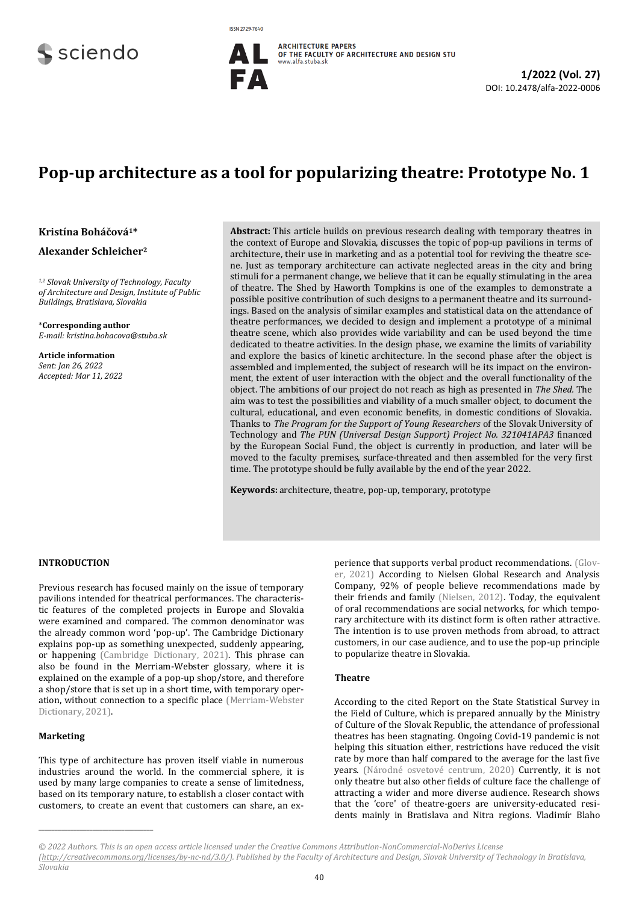# Pop-up architecture as a tool for popularizing theatre: Prototype No. 1

**Kristína Boháčová[1]***

**Alexander Schleicher[2]**

*[1,2] Slovak University of Technology, Faculty of Architecture and Design, Institute of Public Buildings, Bratislava, Slovakia*

***Corresponding author**
*E-mail: kristina.bohacova@stuba.sk*

**Article information**
*Sent: Jan 26, 2022*
*Accepted: Mar 11, 2022*

**Abstract:** This article builds on previous research dealing with temporary theatres in the context of Europe and Slovakia, discusses the topic of pop-up pavilions in terms of architecture, their use in marketing and as a potential tool for reviving the theatre scene. Just as temporary architecture can activate neglected areas in the city and bring stimuli for a permanent change, we believe that it can be equally stimulating in the area of theatre. The Shed by Haworth Tompkins is one of the examples to demonstrate a possible positive contribution of such designs to a permanent theatre and its surroundings. Based on the analysis of similar examples and statistical data on the attendance of theatre performances, we decided to design and implement a prototype of a minimal theatre scene, which also provides wide variability and can be used beyond the time dedicated to theatre activities. In the design phase, we examine the limits of variability and explore the basics of kinetic architecture. In the second phase after the object is assembled and implemented, the subject of research will be its impact on the environment, the extent of user interaction with the object and the overall functionality of the object. The ambitions of our project do not reach as high as presented in *The Shed*. The aim was to test the possibilities and viability of a much smaller object, to document the cultural, educational, and even economic benefits, in domestic conditions of Slovakia. Thanks to *The Program for the Support of Young Researchers* of the Slovak University of Technology and *The PUN (Universal Design Support) Project No. 321041APA3* financed by the European Social Fund, the object is currently in production, and later will be moved to the faculty premises, surface-threated and then assembled for the very first time. The prototype should be fully available by the end of the year 2022.

**Keywords:** architecture, theatre, pop-up, temporary, prototype

## INTRODUCTION

Previous research has focused mainly on the issue of temporary pavilions intended for theatrical performances. The characteristic features of the completed projects in Europe and Slovakia were examined and compared. The common denominator was the already common word 'pop-up'. The Cambridge Dictionary explains pop-up as something unexpected, suddenly appearing, or happening (Cambridge Dictionary, 2021). This phrase can also be found in the Merriam-Webster glossary, where it is explained on the example of a pop-up shop/store, and therefore a shop/store that is set up in a short time, with temporary operation, without connection to a specific place (Merriam-Webster Dictionary, 2021).

### Marketing

This type of architecture has proven itself viable in numerous industries around the world. In the commercial sphere, it is used by many large companies to create a sense of limitedness, based on its temporary nature, to establish a closer contact with customers, to create an event that customers can share, an experience that supports verbal product recommendations. (Glover, 2021) According to Nielsen Global Research and Analysis Company, 92% of people believe recommendations made by their friends and family (Nielsen, 2012). Today, the equivalent of oral recommendations are social networks, for which temporary architecture with its distinct form is often rather attractive. The intention is to use proven methods from abroad, to attract customers, in our case audience, and to use the pop-up principle to popularize theatre in Slovakia.

### Theatre

According to the cited Report on the State Statistical Survey in the Field of Culture, which is prepared annually by the Ministry of Culture of the Slovak Republic, the attendance of professional theatres has been stagnating. Ongoing Covid-19 pandemic is not helping this situation either, restrictions have reduced the visit rate by more than half compared to the average for the last five years. (Národné osvetové centrum, 2020) Currently, it is not only theatre but also other fields of culture face the challenge of attracting a wider and more diverse audience. Research shows that the 'core' of theatre-goers are university-educated residents mainly in Bratislava and Nitra regions. Vladimír Blaho

*© 2022 Authors. This is an open access article licensed under the Creative Commons Attribution-NonCommercial-NoDerivs License (http://creativecommons.org/licenses/by-nc-nd/3.0/). Published by the Faculty of Architecture and Design, Slovak University of Technology in Bratislava, Slovakia*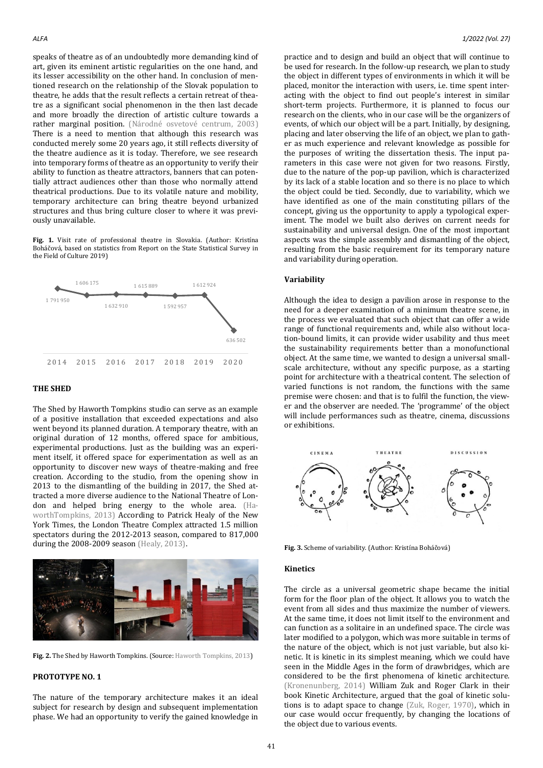speaks of theatre as of an undoubtedly more demanding kind of art, given its eminent artistic regularities on the one hand, and its lesser accessibility on the other hand. In conclusion of mentioned research on the relationship of the Slovak population to theatre, he adds that the result reflects a certain retreat of theatre as a significant social phenomenon in the then last decade and more broadly the direction of artistic culture towards a rather marginal position. (Národné osvetové centrum, 2003) There is a need to mention that although this research was conducted merely some 20 years ago, it still reflects diversity of the theatre audience as it is today. Therefore, we see research into temporary forms of theatre as an opportunity to verify their ability to function as theatre attractors, banners that can potentially attract audiences other than those who normally attend theatrical productions. Due to its volatile nature and mobility, temporary architecture can bring theatre beyond urbanized structures and thus bring culture closer to where it was previously unavailable.

**Fig. 1.** Visit rate of professional theatre in Slovakia. (Author: Kristína Boháčová, based on statistics from Report on the State Statistical Survey in the Field of Culture 2019)

| Year | Visits |
|---|---|
| 2014 | 1 791 950 |
| 2015 | 1 606 175 |
| 2016 | 1 632 910 |
| 2017 | 1 615 889 |
| 2018 | 1 592 957 |
| 2019 | 1 612 924 |
| 2020 | 636 502 |

## THE SHED

The Shed by Haworth Tompkins studio can serve as an example of a positive installation that exceeded expectations and also went beyond its planned duration. A temporary theatre, with an original duration of 12 months, offered space for ambitious, experimental productions. Just as the building was an experiment itself, it offered space for experimentation as well as an opportunity to discover new ways of theatre-making and free creation. According to the studio, from the opening show in 2013 to the dismantling of the building in 2017, the Shed attracted a more diverse audience to the National Theatre of London and helped bring energy to the whole area. (HaworthTompkins, 2013) According to Patrick Healy of the New York Times, the London Theatre Complex attracted 1.5 million spectators during the 2012-2013 season, compared to 817,000 during the 2008-2009 season (Healy, 2013).

**Fig. 2.** The Shed by Haworth Tompkins. (Source: Haworth Tompkins, 2013)

## PROTOTYPE NO. 1

The nature of the temporary architecture makes it an ideal subject for research by design and subsequent implementation phase. We had an opportunity to verify the gained knowledge in practice and to design and build an object that will continue to be used for research. In the follow-up research, we plan to study the object in different types of environments in which it will be placed, monitor the interaction with users, i.e. time spent interacting with the object to find out people's interest in similar short-term projects. Furthermore, it is planned to focus our research on the clients, who in our case will be the organizers of events, of which our object will be a part. Initially, by designing, placing and later observing the life of an object, we plan to gather as much experience and relevant knowledge as possible for the purposes of writing the dissertation thesis. The input parameters in this case were not given for two reasons. Firstly, due to the nature of the pop-up pavilion, which is characterized by its lack of a stable location and so there is no place to which the object could be tied. Secondly, due to variability, which we have identified as one of the main constituting pillars of the concept, giving us the opportunity to apply a typological experiment. The model we built also derives on current needs for sustainability and universal design. One of the most important aspects was the simple assembly and dismantling of the object, resulting from the basic requirement for its temporary nature and variability during operation.

### Variability

Although the idea to design a pavilion arose in response to the need for a deeper examination of a minimum theatre scene, in the process we evaluated that such object that can offer a wide range of functional requirements and, while also without location-bound limits, it can provide wider usability and thus meet the sustainability requirements better than a monofunctional object. At the same time, we wanted to design a universal small-scale architecture, without any specific purpose, as a starting point for architecture with a theatrical content. The selection of varied functions is not random, the functions with the same premise were chosen: and that is to fulfil the function, the viewer and the observer are needed. The 'programme' of the object will include performances such as theatre, cinema, discussions or exhibitions.

**Fig. 3.** Scheme of variability. (Author: Kristína Boháčová)

### Kinetics

The circle as a universal geometric shape became the initial form for the floor plan of the object. It allows you to watch the event from all sides and thus maximize the number of viewers. At the same time, it does not limit itself to the environment and can function as a solitaire in an undefined space. The circle was later modified to a polygon, which was more suitable in terms of the nature of the object, which is not just variable, but also kinetic. It is kinetic in its simplest meaning, which we could have seen in the Middle Ages in the form of drawbridges, which are considered to be the first phenomena of kinetic architecture. (Kronenunberg, 2014) William Zuk and Roger Clark in their book Kinetic Architecture, argued that the goal of kinetic solutions is to adapt space to change (Zuk, Roger, 1970), which in our case would occur frequently, by changing the locations of the object due to various events.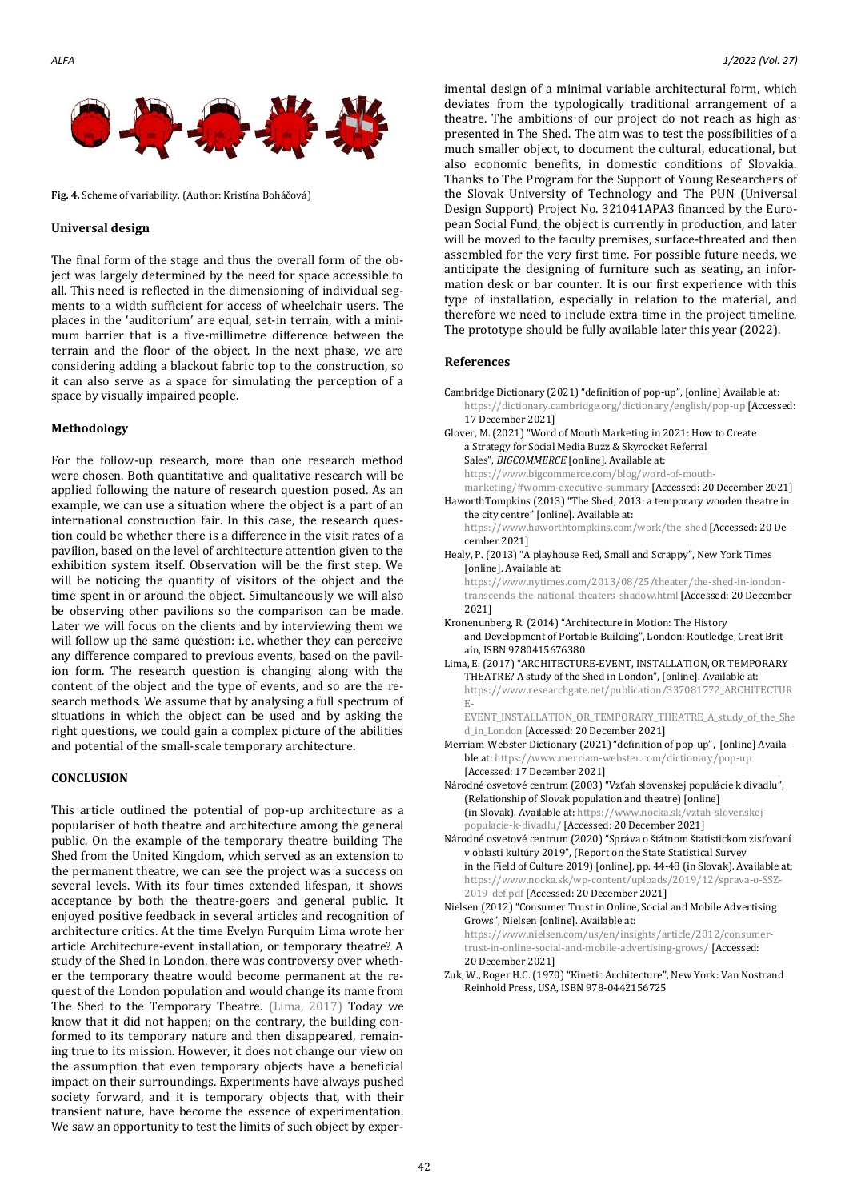**Fig. 4.** Scheme of variability. (Author: Kristína Boháčová)

### Universal design

The final form of the stage and thus the overall form of the object was largely determined by the need for space accessible to all. This need is reflected in the dimensioning of individual segments to a width sufficient for access of wheelchair users. The places in the 'auditorium' are equal, set-in terrain, with a minimum barrier that is a five-millimetre difference between the terrain and the floor of the object. In the next phase, we are considering adding a blackout fabric top to the construction, so it can also serve as a space for simulating the perception of a space by visually impaired people.

### Methodology

For the follow-up research, more than one research method were chosen. Both quantitative and qualitative research will be applied following the nature of research question posed. As an example, we can use a situation where the object is a part of an international construction fair. In this case, the research question could be whether there is a difference in the visit rates of a pavilion, based on the level of architecture attention given to the exhibition system itself. Observation will be the first step. We will be noticing the quantity of visitors of the object and the time spent in or around the object. Simultaneously we will also be observing other pavilions so the comparison can be made. Later we will focus on the clients and by interviewing them we will follow up the same question: i.e. whether they can perceive any difference compared to previous events, based on the pavilion form. The research question is changing along with the content of the object and the type of events, and so are the research methods. We assume that by analysing a full spectrum of situations in which the object can be used and by asking the right questions, we could gain a complex picture of the abilities and potential of the small-scale temporary architecture.

## CONCLUSION

This article outlined the potential of pop-up architecture as a populariser of both theatre and architecture among the general public. On the example of the temporary theatre building The Shed from the United Kingdom, which served as an extension to the permanent theatre, we can see the project was a success on several levels. With its four times extended lifespan, it shows acceptance by both the theatre-goers and general public. It enjoyed positive feedback in several articles and recognition of architecture critics. At the time Evelyn Furquim Lima wrote her article Architecture-event installation, or temporary theatre? A study of the Shed in London, there was controversy over whether the temporary theatre would become permanent at the request of the London population and would change its name from The Shed to the Temporary Theatre. (Lima, 2017) Today we know that it did not happen; on the contrary, the building conformed to its temporary nature and then disappeared, remaining true to its mission. However, it does not change our view on the assumption that even temporary objects have a beneficial impact on their surroundings. Experiments have always pushed society forward, and it is temporary objects that, with their transient nature, have become the essence of experimentation. We saw an opportunity to test the limits of such object by experimental design of a minimal variable architectural form, which deviates from the typologically traditional arrangement of a theatre. The ambitions of our project do not reach as high as presented in The Shed. The aim was to test the possibilities of a much smaller object, to document the cultural, educational, but also economic benefits, in domestic conditions of Slovakia. Thanks to The Program for the Support of Young Researchers of the Slovak University of Technology and The PUN (Universal Design Support) Project No. 321041APA3 financed by the European Social Fund, the object is currently in production, and later will be moved to the faculty premises, surface-threated and then assembled for the very first time. For possible future needs, we anticipate the designing of furniture such as seating, an information desk or bar counter. It is our first experience with this type of installation, especially in relation to the material, and therefore we need to include extra time in the project timeline. The prototype should be fully available later this year (2022).

### References

Cambridge Dictionary (2021) "definition of pop-up", [online] Available at: https://dictionary.cambridge.org/dictionary/english/pop-up [Accessed: 17 December 2021]

Glover, M. (2021) "Word of Mouth Marketing in 2021: How to Create a Strategy for Social Media Buzz & Skyrocket Referral Sales", *BIGCOMMERCE* [online]. Available at: https://www.bigcommerce.com/blog/word-of-mouth-marketing/#womm-executive-summary [Accessed: 20 December 2021]

HaworthTompkins (2013) "The Shed, 2013: a temporary wooden theatre in the city centre" [online]. Available at: https://www.haworthtompkins.com/work/the-shed [Accessed: 20 December 2021]

Healy, P. (2013) "A playhouse Red, Small and Scrappy", New York Times [online]. Available at: https://www.nytimes.com/2013/08/25/theater/the-shed-in-london-transcends-the-national-theaters-shadow.html [Accessed: 20 December 2021]

Kronenunberg, R. (2014) "Architecture in Motion: The History and Development of Portable Building", London: Routledge, Great Britain, ISBN 9780415676380

Lima, E. (2017) "ARCHITECTURE-EVENT, INSTALLATION, OR TEMPORARY THEATRE? A study of the Shed in London", [online]. Available at: https://www.researchgate.net/publication/337081772_ARCHITECTURE-EVENT_INSTALLATION_OR_TEMPORARY_THEATRE_A_study_of_the_Shed_in_London [Accessed: 20 December 2021]

Merriam-Webster Dictionary (2021) "definition of pop-up", [online] Available at: https://www.merriam-webster.com/dictionary/pop-up [Accessed: 17 December 2021]

Národné osvetové centrum (2003) "Vzťah slovenskej populácie k divadlu", (Relationship of Slovak population and theatre) [online] (in Slovak). Available at: https://www.nocka.sk/vztah-slovenskej-populacie-k-divadlu/ [Accessed: 20 December 2021]

Národné osvetové centrum (2020) "Správa o štátnom štatistickom zisťovaní v oblasti kultúry 2019", (Report on the State Statistical Survey in the Field of Culture 2019) [online], pp. 44-48 (in Slovak). Available at: https://www.nocka.sk/wp-content/uploads/2019/12/sprava-o-SSZ-2019-def.pdf [Accessed: 20 December 2021]

Nielsen (2012) "Consumer Trust in Online, Social and Mobile Advertising Grows", Nielsen [online]. Available at: https://www.nielsen.com/us/en/insights/article/2012/consumer-trust-in-online-social-and-mobile-advertising-grows/ [Accessed: 20 December 2021]

Zuk, W., Roger H.C. (1970) "Kinetic Architecture", New York: Van Nostrand Reinhold Press, USA, ISBN 978-0442156725